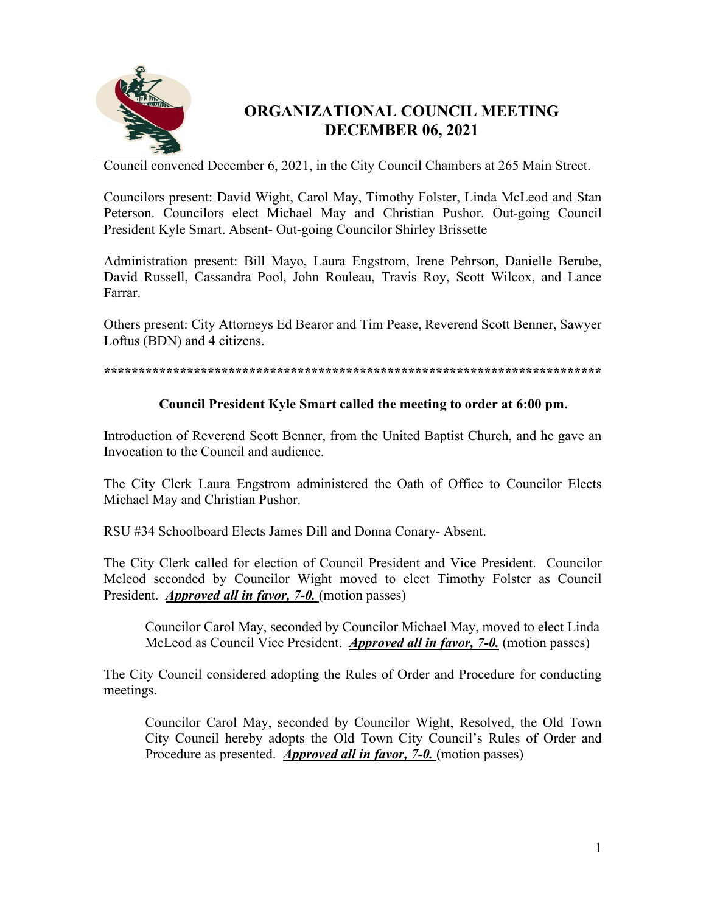# ORGANIZATIONAL COUNCIL MEETING
# DECEMBER 06, 2021

Council convened December 6, 2021, in the City Council Chambers at 265 Main Street.

Councilors present: David Wight, Carol May, Timothy Folster, Linda McLeod and Stan Peterson. Councilors elect Michael May and Christian Pushor. Out-going Council President Kyle Smart. Absent- Out-going Councilor Shirley Brissette

Administration present: Bill Mayo, Laura Engstrom, Irene Pehrson, Danielle Berube, David Russell, Cassandra Pool, John Rouleau, Travis Roy, Scott Wilcox, and Lance Farrar.

Others present: City Attorneys Ed Bearor and Tim Pease, Reverend Scott Benner, Sawyer Loftus (BDN) and 4 citizens.

**************************************************************************

**Council President Kyle Smart called the meeting to order at 6:00 pm.**

Introduction of Reverend Scott Benner, from the United Baptist Church, and he gave an Invocation to the Council and audience.

The City Clerk Laura Engstrom administered the Oath of Office to Councilor Elects Michael May and Christian Pushor.

RSU #34 Schoolboard Elects James Dill and Donna Conary- Absent.

The City Clerk called for election of Council President and Vice President. Councilor Mcleod seconded by Councilor Wight moved to elect Timothy Folster as Council President. ***Approved all in favor, 7-0.*** (motion passes)

> Councilor Carol May, seconded by Councilor Michael May, moved to elect Linda McLeod as Council Vice President. ***Approved all in favor, 7-0.*** (motion passes)

The City Council considered adopting the Rules of Order and Procedure for conducting meetings.

> Councilor Carol May, seconded by Councilor Wight, Resolved, the Old Town City Council hereby adopts the Old Town City Council's Rules of Order and Procedure as presented. ***Approved all in favor, 7-0.*** (motion passes)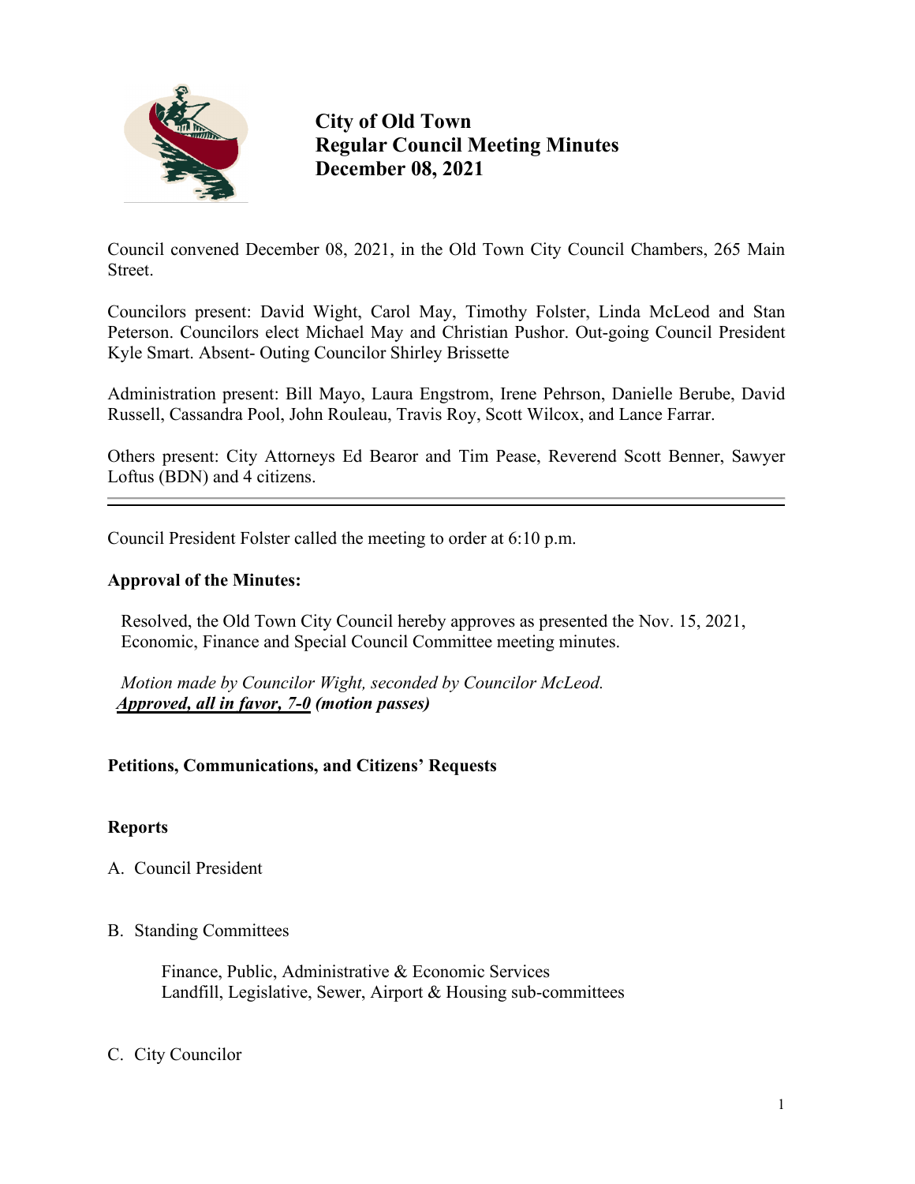# City of Old Town
# Regular Council Meeting Minutes
# December 08, 2021

Council convened December 08, 2021, in the Old Town City Council Chambers, 265 Main Street.

Councilors present: David Wight, Carol May, Timothy Folster, Linda McLeod and Stan Peterson. Councilors elect Michael May and Christian Pushor. Out-going Council President Kyle Smart. Absent- Outing Councilor Shirley Brissette

Administration present: Bill Mayo, Laura Engstrom, Irene Pehrson, Danielle Berube, David Russell, Cassandra Pool, John Rouleau, Travis Roy, Scott Wilcox, and Lance Farrar.

Others present: City Attorneys Ed Bearor and Tim Pease, Reverend Scott Benner, Sawyer Loftus (BDN) and 4 citizens.

---

Council President Folster called the meeting to order at 6:10 p.m.

**Approval of the Minutes:**

Resolved, the Old Town City Council hereby approves as presented the Nov. 15, 2021, Economic, Finance and Special Council Committee meeting minutes.

*Motion made by Councilor Wight, seconded by Councilor McLeod.*
***Approved, all in favor, 7-0** (motion passes)*

**Petitions, Communications, and Citizens' Requests**

**Reports**

A. Council President

B. Standing Committees

Finance, Public, Administrative & Economic Services
Landfill, Legislative, Sewer, Airport & Housing sub-committees

C. City Councilor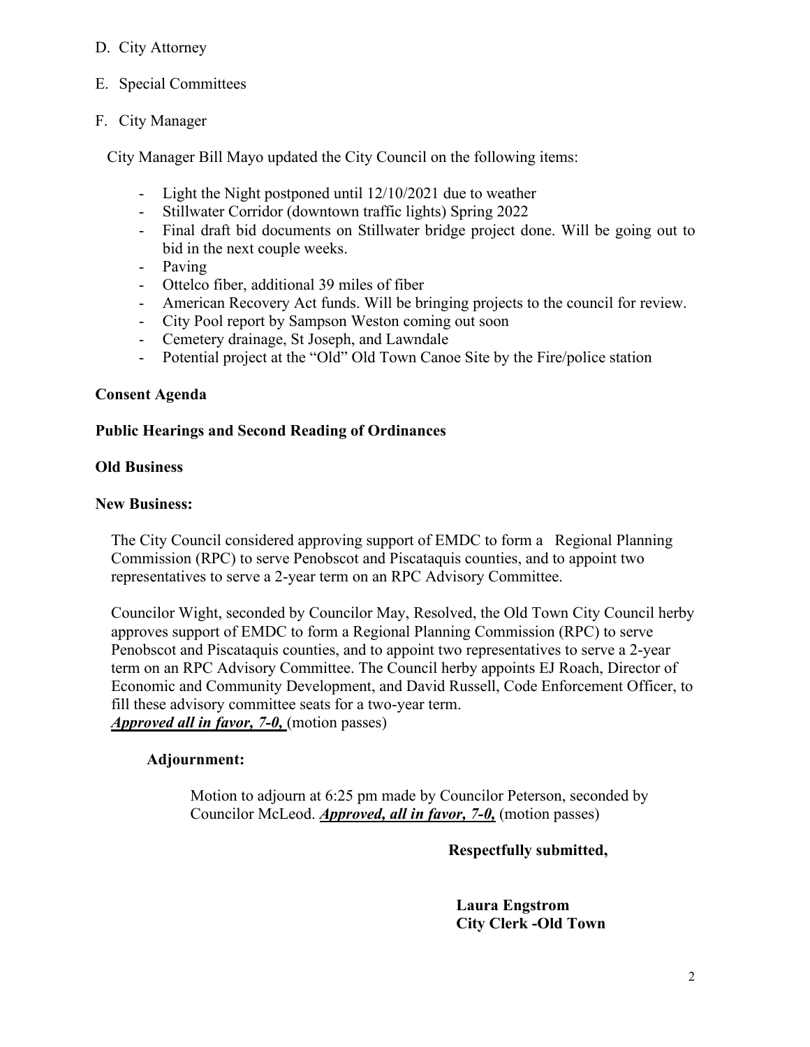D. City Attorney

E. Special Committees

F. City Manager

City Manager Bill Mayo updated the City Council on the following items:

- Light the Night postponed until 12/10/2021 due to weather
- Stillwater Corridor (downtown traffic lights) Spring 2022
- Final draft bid documents on Stillwater bridge project done. Will be going out to bid in the next couple weeks.
- Paving
- Ottelco fiber, additional 39 miles of fiber
- American Recovery Act funds. Will be bringing projects to the council for review.
- City Pool report by Sampson Weston coming out soon
- Cemetery drainage, St Joseph, and Lawndale
- Potential project at the "Old" Old Town Canoe Site by the Fire/police station

**Consent Agenda**

**Public Hearings and Second Reading of Ordinances**

**Old Business**

**New Business:**

The City Council considered approving support of EMDC to form a Regional Planning Commission (RPC) to serve Penobscot and Piscataquis counties, and to appoint two representatives to serve a 2-year term on an RPC Advisory Committee.

Councilor Wight, seconded by Councilor May, Resolved, the Old Town City Council herby approves support of EMDC to form a Regional Planning Commission (RPC) to serve Penobscot and Piscataquis counties, and to appoint two representatives to serve a 2-year term on an RPC Advisory Committee. The Council herby appoints EJ Roach, Director of Economic and Community Development, and David Russell, Code Enforcement Officer, to fill these advisory committee seats for a two-year term.
***Approved all in favor, 7-0,*** (motion passes)

**Adjournment:**

Motion to adjourn at 6:25 pm made by Councilor Peterson, seconded by Councilor McLeod. ***Approved, all in favor, 7-0,*** (motion passes)

**Respectfully submitted,**

**Laura Engstrom**
**City Clerk -Old Town**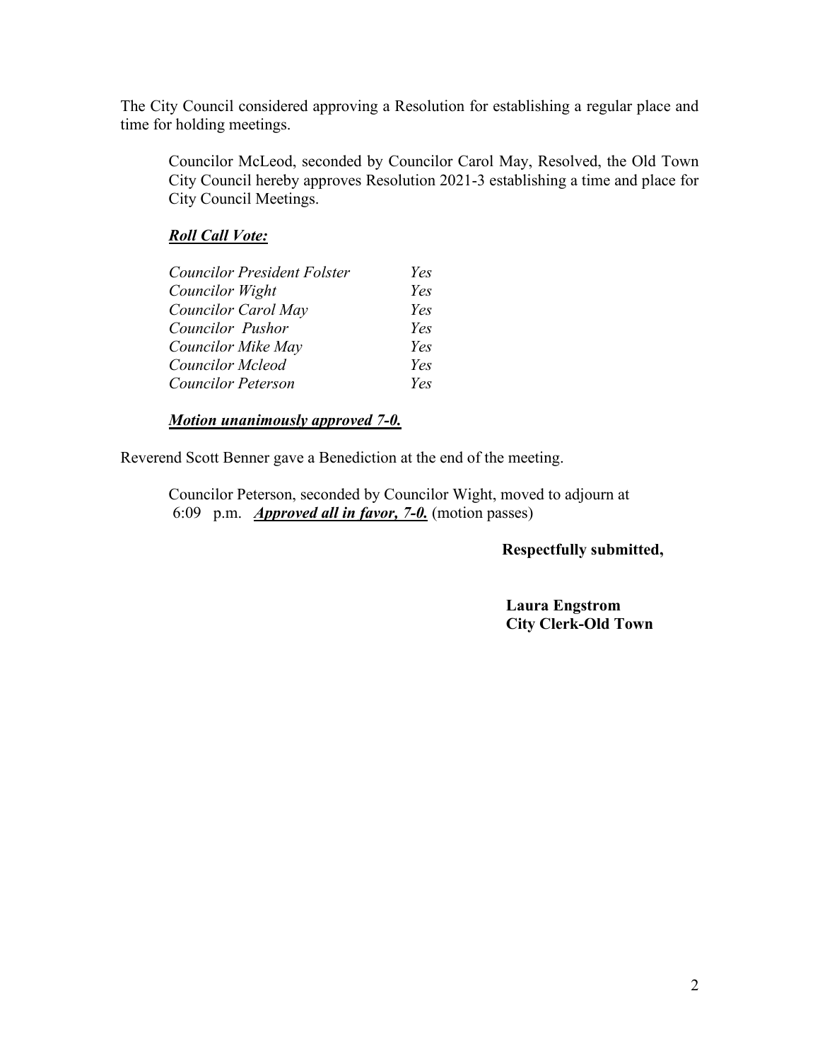The City Council considered approving a Resolution for establishing a regular place and time for holding meetings.

Councilor McLeod, seconded by Councilor Carol May, Resolved, the Old Town City Council hereby approves Resolution 2021-3 establishing a time and place for City Council Meetings.

***Roll Call Vote:***

| | |
|---|---|
| *Councilor President Folster* | *Yes* |
| *Councilor Wight* | *Yes* |
| *Councilor Carol May* | *Yes* |
| *Councilor Pushor* | *Yes* |
| *Councilor Mike May* | *Yes* |
| *Councilor Mcleod* | *Yes* |
| *Councilor Peterson* | *Yes* |

***Motion unanimously approved 7-0.***

Reverend Scott Benner gave a Benediction at the end of the meeting.

Councilor Peterson, seconded by Councilor Wight, moved to adjourn at 6:09 p.m. ***Approved all in favor, 7-0.*** (motion passes)

**Respectfully submitted,**

**Laura Engstrom**
**City Clerk-Old Town**